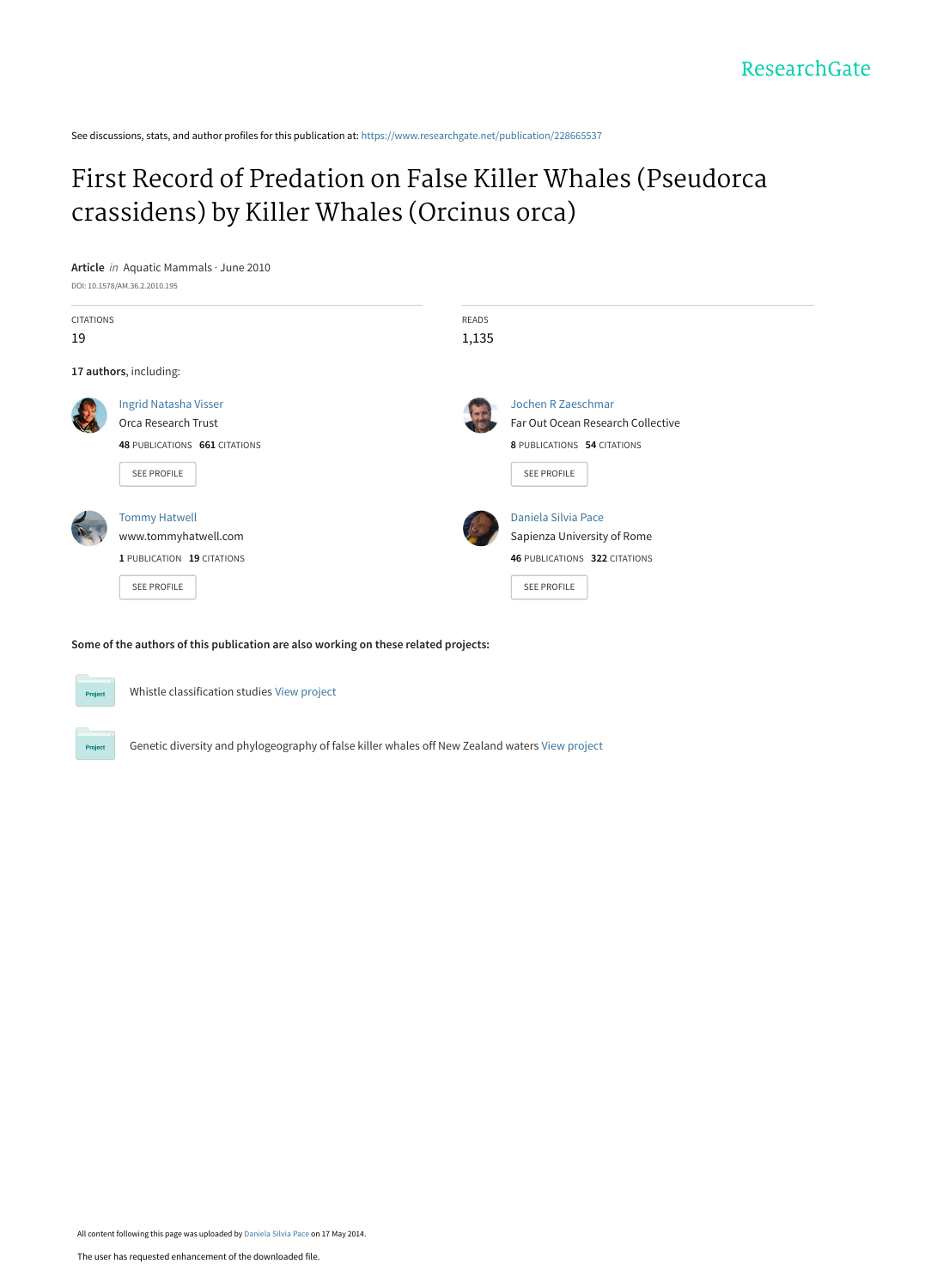ResearchGate

See discussions, stats, and author profiles for this publication at: https://www.researchgate.net/publication/228665537

# First Record of Predation on False Killer Whales (Pseudorca crassidens) by Killer Whales (Orcinus orca)

**Article** *in* Aquatic Mammals · June 2010

DOI: 10.1578/AM.36.2.2010.195

CITATIONS
19

READS
1,135

**17 authors**, including:

Ingrid Natasha Visser
Orca Research Trust
**48** PUBLICATIONS **661** CITATIONS
SEE PROFILE

Jochen R Zaeschmar
Far Out Ocean Research Collective
**8** PUBLICATIONS **54** CITATIONS
SEE PROFILE

Tommy Hatwell
www.tommyhatwell.com
**1** PUBLICATION **19** CITATIONS
SEE PROFILE

Daniela Silvia Pace
Sapienza University of Rome
**46** PUBLICATIONS **322** CITATIONS
SEE PROFILE

**Some of the authors of this publication are also working on these related projects:**

Project: Whistle classification studies View project

Project: Genetic diversity and phylogeography of false killer whales off New Zealand waters View project

All content following this page was uploaded by Daniela Silvia Pace on 17 May 2014.

The user has requested enhancement of the downloaded file.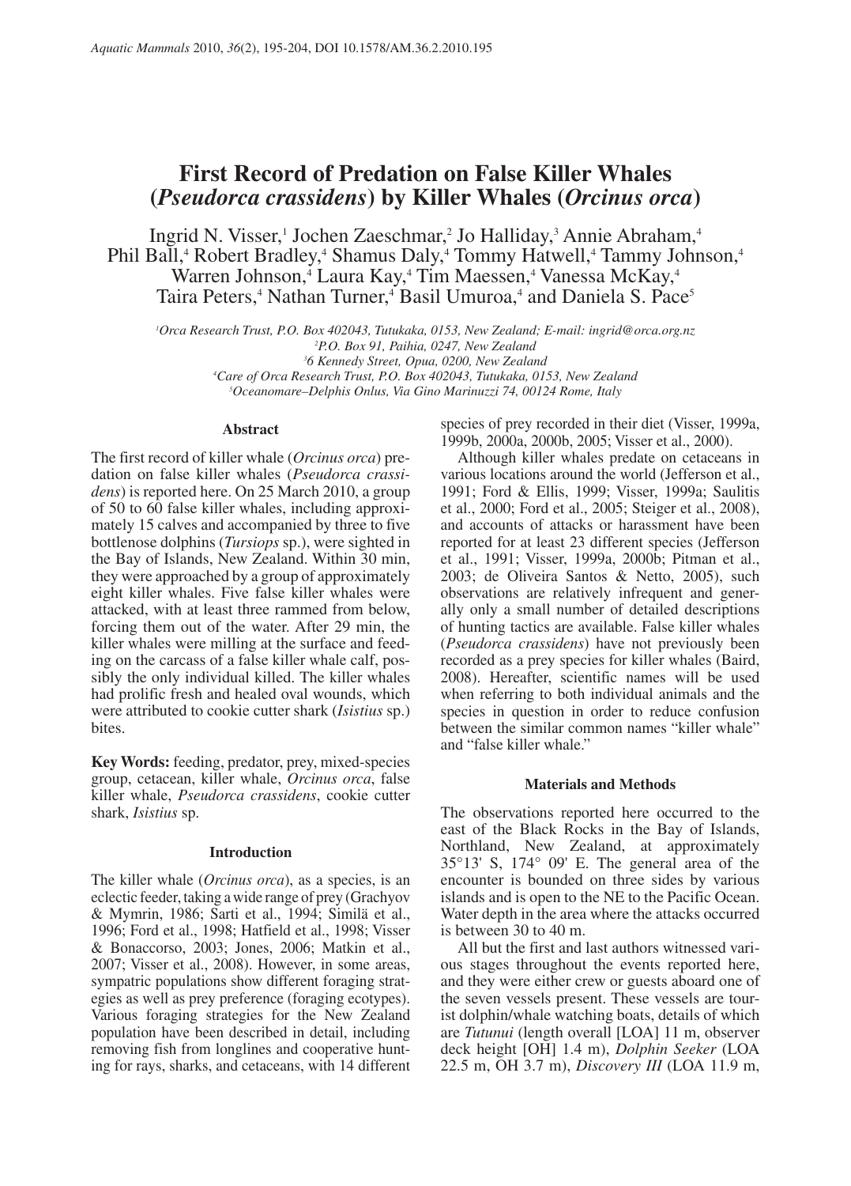# First Record of Predation on False Killer Whales (*Pseudorca crassidens*) by Killer Whales (*Orcinus orca*)

Ingrid N. Visser,[1] Jochen Zaeschmar,[2] Jo Halliday,[3] Annie Abraham,[4] Phil Ball,[4] Robert Bradley,[4] Shamus Daly,[4] Tommy Hatwell,[4] Tammy Johnson,[4] Warren Johnson,[4] Laura Kay,[4] Tim Maessen,[4] Vanessa McKay,[4] Taira Peters,[4] Nathan Turner,[4] Basil Umuroa,[4] and Daniela S. Pace[5]

[1]*Orca Research Trust, P.O. Box 402043, Tutukaka, 0153, New Zealand; E-mail: ingrid@orca.org.nz*
[2]*P.O. Box 91, Paihia, 0247, New Zealand*
[3]*6 Kennedy Street, Opua, 0200, New Zealand*
[4]*Care of Orca Research Trust, P.O. Box 402043, Tutukaka, 0153, New Zealand*
[5]*Oceanomare–Delphis Onlus, Via Gino Marinuzzi 74, 00124 Rome, Italy*

## Abstract

The first record of killer whale (*Orcinus orca*) predation on false killer whales (*Pseudorca crassidens*) is reported here. On 25 March 2010, a group of 50 to 60 false killer whales, including approximately 15 calves and accompanied by three to five bottlenose dolphins (*Tursiops* sp.), were sighted in the Bay of Islands, New Zealand. Within 30 min, they were approached by a group of approximately eight killer whales. Five false killer whales were attacked, with at least three rammed from below, forcing them out of the water. After 29 min, the killer whales were milling at the surface and feeding on the carcass of a false killer whale calf, possibly the only individual killed. The killer whales had prolific fresh and healed oval wounds, which were attributed to cookie cutter shark (*Isistius* sp.) bites.

**Key Words:** feeding, predator, prey, mixed-species group, cetacean, killer whale, *Orcinus orca*, false killer whale, *Pseudorca crassidens*, cookie cutter shark, *Isistius* sp.

## Introduction

The killer whale (*Orcinus orca*), as a species, is an eclectic feeder, taking a wide range of prey (Grachyov & Mymrin, 1986; Sarti et al., 1994; Similä et al., 1996; Ford et al., 1998; Hatfield et al., 1998; Visser & Bonaccorso, 2003; Jones, 2006; Matkin et al., 2007; Visser et al., 2008). However, in some areas, sympatric populations show different foraging strategies as well as prey preference (foraging ecotypes). Various foraging strategies for the New Zealand population have been described in detail, including removing fish from longlines and cooperative hunting for rays, sharks, and cetaceans, with 14 different species of prey recorded in their diet (Visser, 1999a, 1999b, 2000a, 2000b, 2005; Visser et al., 2000).

Although killer whales predate on cetaceans in various locations around the world (Jefferson et al., 1991; Ford & Ellis, 1999; Visser, 1999a; Saulitis et al., 2000; Ford et al., 2005; Steiger et al., 2008), and accounts of attacks or harassment have been reported for at least 23 different species (Jefferson et al., 1991; Visser, 1999a, 2000b; Pitman et al., 2003; de Oliveira Santos & Netto, 2005), such observations are relatively infrequent and generally only a small number of detailed descriptions of hunting tactics are available. False killer whales (*Pseudorca crassidens*) have not previously been recorded as a prey species for killer whales (Baird, 2008). Hereafter, scientific names will be used when referring to both individual animals and the species in question in order to reduce confusion between the similar common names "killer whale" and "false killer whale."

## Materials and Methods

The observations reported here occurred to the east of the Black Rocks in the Bay of Islands, Northland, New Zealand, at approximately 35°13' S, 174° 09' E. The general area of the encounter is bounded on three sides by various islands and is open to the NE to the Pacific Ocean. Water depth in the area where the attacks occurred is between 30 to 40 m.

All but the first and last authors witnessed various stages throughout the events reported here, and they were either crew or guests aboard one of the seven vessels present. These vessels are tourist dolphin/whale watching boats, details of which are *Tutunui* (length overall [LOA] 11 m, observer deck height [OH] 1.4 m), *Dolphin Seeker* (LOA 22.5 m, OH 3.7 m), *Discovery III* (LOA 11.9 m,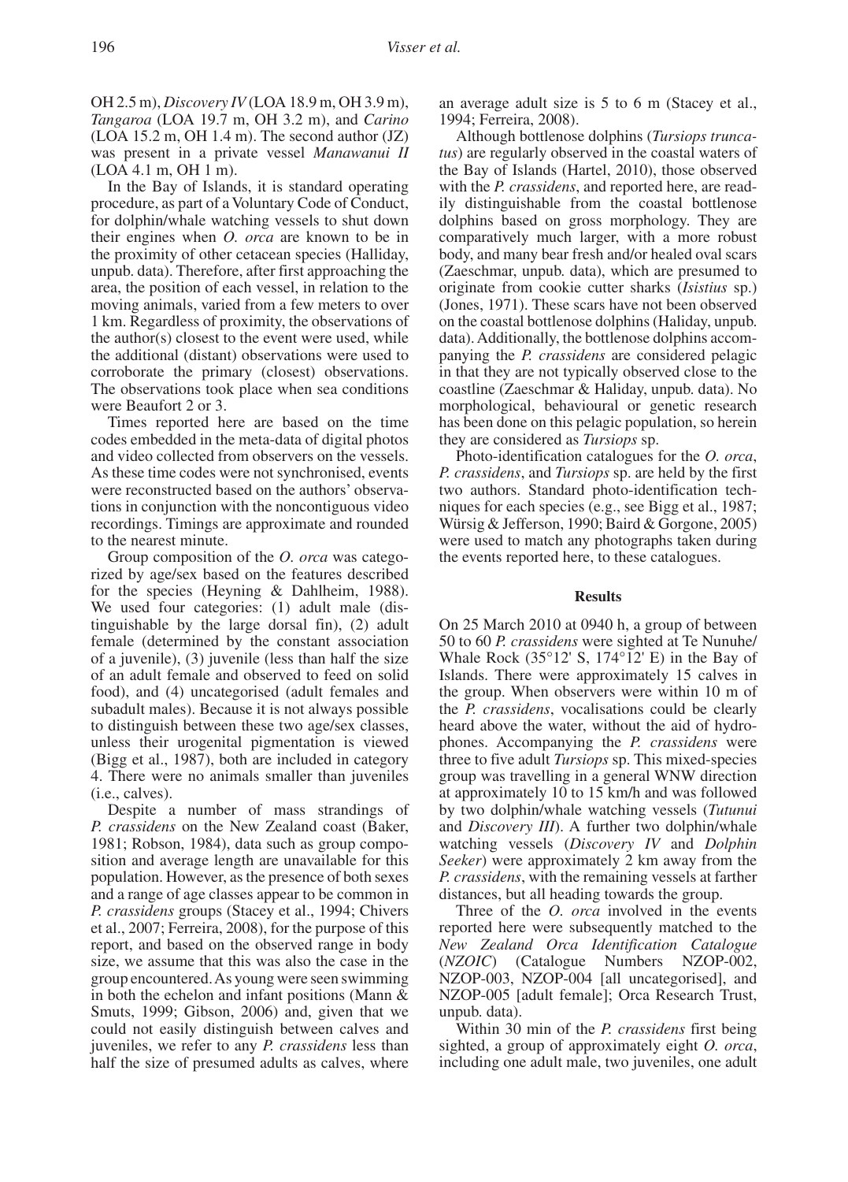OH 2.5 m), *Discovery IV* (LOA 18.9 m, OH 3.9 m), *Tangaroa* (LOA 19.7 m, OH 3.2 m), and *Carino* (LOA 15.2 m, OH 1.4 m). The second author (JZ) was present in a private vessel *Manawanui II* (LOA 4.1 m, OH 1 m).

In the Bay of Islands, it is standard operating procedure, as part of a Voluntary Code of Conduct, for dolphin/whale watching vessels to shut down their engines when *O. orca* are known to be in the proximity of other cetacean species (Halliday, unpub. data). Therefore, after first approaching the area, the position of each vessel, in relation to the moving animals, varied from a few meters to over 1 km. Regardless of proximity, the observations of the author(s) closest to the event were used, while the additional (distant) observations were used to corroborate the primary (closest) observations. The observations took place when sea conditions were Beaufort 2 or 3.

Times reported here are based on the time codes embedded in the meta-data of digital photos and video collected from observers on the vessels. As these time codes were not synchronised, events were reconstructed based on the authors' observations in conjunction with the noncontiguous video recordings. Timings are approximate and rounded to the nearest minute.

Group composition of the *O. orca* was categorized by age/sex based on the features described for the species (Heyning & Dahlheim, 1988). We used four categories: (1) adult male (distinguishable by the large dorsal fin), (2) adult female (determined by the constant association of a juvenile), (3) juvenile (less than half the size of an adult female and observed to feed on solid food), and (4) uncategorised (adult females and subadult males). Because it is not always possible to distinguish between these two age/sex classes, unless their urogenital pigmentation is viewed (Bigg et al., 1987), both are included in category 4. There were no animals smaller than juveniles (i.e., calves).

Despite a number of mass strandings of *P. crassidens* on the New Zealand coast (Baker, 1981; Robson, 1984), data such as group composition and average length are unavailable for this population. However, as the presence of both sexes and a range of age classes appear to be common in *P. crassidens* groups (Stacey et al., 1994; Chivers et al., 2007; Ferreira, 2008), for the purpose of this report, and based on the observed range in body size, we assume that this was also the case in the group encountered. As young were seen swimming in both the echelon and infant positions (Mann & Smuts, 1999; Gibson, 2006) and, given that we could not easily distinguish between calves and juveniles, we refer to any *P. crassidens* less than half the size of presumed adults as calves, where an average adult size is 5 to 6 m (Stacey et al., 1994; Ferreira, 2008).

Although bottlenose dolphins (*Tursiops truncatus*) are regularly observed in the coastal waters of the Bay of Islands (Hartel, 2010), those observed with the *P. crassidens*, and reported here, are readily distinguishable from the coastal bottlenose dolphins based on gross morphology. They are comparatively much larger, with a more robust body, and many bear fresh and/or healed oval scars (Zaeschmar, unpub. data), which are presumed to originate from cookie cutter sharks (*Isistius* sp.) (Jones, 1971). These scars have not been observed on the coastal bottlenose dolphins (Haliday, unpub. data). Additionally, the bottlenose dolphins accompanying the *P. crassidens* are considered pelagic in that they are not typically observed close to the coastline (Zaeschmar & Haliday, unpub. data). No morphological, behavioural or genetic research has been done on this pelagic population, so herein they are considered as *Tursiops* sp.

Photo-identification catalogues for the *O. orca*, *P. crassidens*, and *Tursiops* sp. are held by the first two authors. Standard photo-identification techniques for each species (e.g., see Bigg et al., 1987; Würsig & Jefferson, 1990; Baird & Gorgone, 2005) were used to match any photographs taken during the events reported here, to these catalogues.

## Results

On 25 March 2010 at 0940 h, a group of between 50 to 60 *P. crassidens* were sighted at Te Nunuhe/Whale Rock (35°12' S, 174°12' E) in the Bay of Islands. There were approximately 15 calves in the group. When observers were within 10 m of the *P. crassidens*, vocalisations could be clearly heard above the water, without the aid of hydrophones. Accompanying the *P. crassidens* were three to five adult *Tursiops* sp. This mixed-species group was travelling in a general WNW direction at approximately 10 to 15 km/h and was followed by two dolphin/whale watching vessels (*Tutunui* and *Discovery III*). A further two dolphin/whale watching vessels (*Discovery IV* and *Dolphin Seeker*) were approximately 2 km away from the *P. crassidens*, with the remaining vessels at farther distances, but all heading towards the group.

Three of the *O. orca* involved in the events reported here were subsequently matched to the *New Zealand Orca Identification Catalogue* (*NZOIC*) (Catalogue Numbers NZOP-002, NZOP-003, NZOP-004 [all uncategorised], and NZOP-005 [adult female]; Orca Research Trust, unpub. data).

Within 30 min of the *P. crassidens* first being sighted, a group of approximately eight *O. orca*, including one adult male, two juveniles, one adult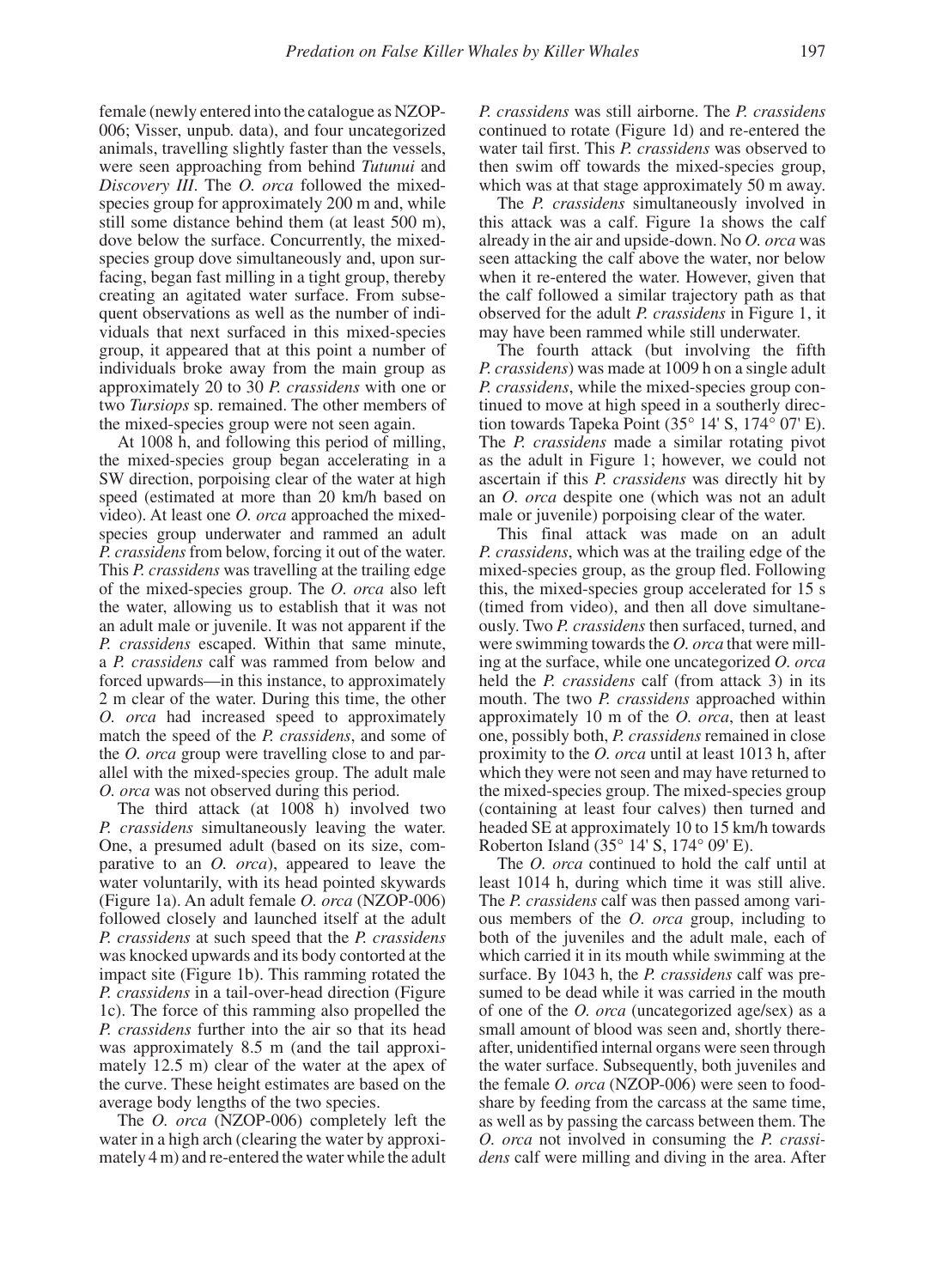female (newly entered into the catalogue as NZOP-006; Visser, unpub. data), and four uncategorized animals, travelling slightly faster than the vessels, were seen approaching from behind *Tutunui* and *Discovery III*. The *O. orca* followed the mixed-species group for approximately 200 m and, while still some distance behind them (at least 500 m), dove below the surface. Concurrently, the mixed-species group dove simultaneously and, upon surfacing, began fast milling in a tight group, thereby creating an agitated water surface. From subsequent observations as well as the number of individuals that next surfaced in this mixed-species group, it appeared that at this point a number of individuals broke away from the main group as approximately 20 to 30 *P. crassidens* with one or two *Tursiops* sp. remained. The other members of the mixed-species group were not seen again.

At 1008 h, and following this period of milling, the mixed-species group began accelerating in a SW direction, porpoising clear of the water at high speed (estimated at more than 20 km/h based on video). At least one *O. orca* approached the mixed-species group underwater and rammed an adult *P. crassidens* from below, forcing it out of the water. This *P. crassidens* was travelling at the trailing edge of the mixed-species group. The *O. orca* also left the water, allowing us to establish that it was not an adult male or juvenile. It was not apparent if the *P. crassidens* escaped. Within that same minute, a *P. crassidens* calf was rammed from below and forced upwards—in this instance, to approximately 2 m clear of the water. During this time, the other *O. orca* had increased speed to approximately match the speed of the *P. crassidens*, and some of the *O. orca* group were travelling close to and parallel with the mixed-species group. The adult male *O. orca* was not observed during this period.

The third attack (at 1008 h) involved two *P. crassidens* simultaneously leaving the water. One, a presumed adult (based on its size, comparative to an *O. orca*), appeared to leave the water voluntarily, with its head pointed skywards (Figure 1a). An adult female *O. orca* (NZOP-006) followed closely and launched itself at the adult *P. crassidens* at such speed that the *P. crassidens* was knocked upwards and its body contorted at the impact site (Figure 1b). This ramming rotated the *P. crassidens* in a tail-over-head direction (Figure 1c). The force of this ramming also propelled the *P. crassidens* further into the air so that its head was approximately 8.5 m (and the tail approximately 12.5 m) clear of the water at the apex of the curve. These height estimates are based on the average body lengths of the two species.

The *O. orca* (NZOP-006) completely left the water in a high arch (clearing the water by approximately 4 m) and re-entered the water while the adult *P. crassidens* was still airborne. The *P. crassidens* continued to rotate (Figure 1d) and re-entered the water tail first. This *P. crassidens* was observed to then swim off towards the mixed-species group, which was at that stage approximately 50 m away.

The *P. crassidens* simultaneously involved in this attack was a calf. Figure 1a shows the calf already in the air and upside-down. No *O. orca* was seen attacking the calf above the water, nor below when it re-entered the water. However, given that the calf followed a similar trajectory path as that observed for the adult *P. crassidens* in Figure 1, it may have been rammed while still underwater.

The fourth attack (but involving the fifth *P. crassidens*) was made at 1009 h on a single adult *P. crassidens*, while the mixed-species group continued to move at high speed in a southerly direction towards Tapeka Point (35° 14' S, 174° 07' E). The *P. crassidens* made a similar rotating pivot as the adult in Figure 1; however, we could not ascertain if this *P. crassidens* was directly hit by an *O. orca* despite one (which was not an adult male or juvenile) porpoising clear of the water.

This final attack was made on an adult *P. crassidens*, which was at the trailing edge of the mixed-species group, as the group fled. Following this, the mixed-species group accelerated for 15 s (timed from video), and then all dove simultaneously. Two *P. crassidens* then surfaced, turned, and were swimming towards the *O. orca* that were milling at the surface, while one uncategorized *O. orca* held the *P. crassidens* calf (from attack 3) in its mouth. The two *P. crassidens* approached within approximately 10 m of the *O. orca*, then at least one, possibly both, *P. crassidens* remained in close proximity to the *O. orca* until at least 1013 h, after which they were not seen and may have returned to the mixed-species group. The mixed-species group (containing at least four calves) then turned and headed SE at approximately 10 to 15 km/h towards Roberton Island (35° 14' S, 174° 09' E).

The *O. orca* continued to hold the calf until at least 1014 h, during which time it was still alive. The *P. crassidens* calf was then passed among various members of the *O. orca* group, including to both of the juveniles and the adult male, each of which carried it in its mouth while swimming at the surface. By 1043 h, the *P. crassidens* calf was presumed to be dead while it was carried in the mouth of one of the *O. orca* (uncategorized age/sex) as a small amount of blood was seen and, shortly thereafter, unidentified internal organs were seen through the water surface. Subsequently, both juveniles and the female *O. orca* (NZOP-006) were seen to food-share by feeding from the carcass at the same time, as well as by passing the carcass between them. The *O. orca* not involved in consuming the *P. crassidens* calf were milling and diving in the area. After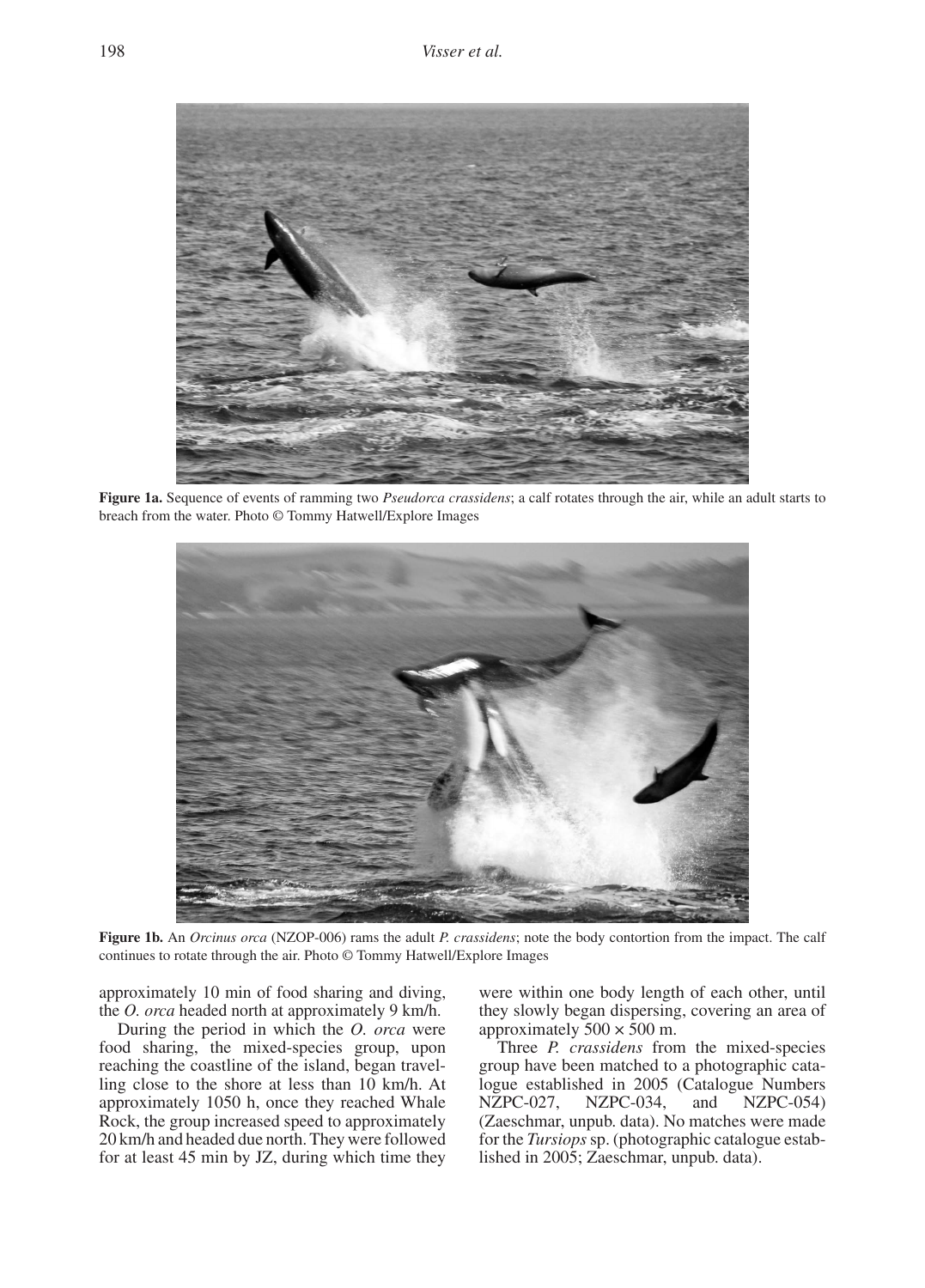**Figure 1a.** Sequence of events of ramming two *Pseudorca crassidens*; a calf rotates through the air, while an adult starts to breach from the water. Photo © Tommy Hatwell/Explore Images

**Figure 1b.** An *Orcinus orca* (NZOP-006) rams the adult *P. crassidens*; note the body contortion from the impact. The calf continues to rotate through the air. Photo © Tommy Hatwell/Explore Images

approximately 10 min of food sharing and diving, the *O. orca* headed north at approximately 9 km/h.

During the period in which the *O. orca* were food sharing, the mixed-species group, upon reaching the coastline of the island, began travelling close to the shore at less than 10 km/h. At approximately 1050 h, once they reached Whale Rock, the group increased speed to approximately 20 km/h and headed due north. They were followed for at least 45 min by JZ, during which time they were within one body length of each other, until they slowly began dispersing, covering an area of approximately 500 × 500 m.

Three *P. crassidens* from the mixed-species group have been matched to a photographic catalogue established in 2005 (Catalogue Numbers NZPC-027, NZPC-034, and NZPC-054) (Zaeschmar, unpub. data). No matches were made for the *Tursiops* sp. (photographic catalogue established in 2005; Zaeschmar, unpub. data).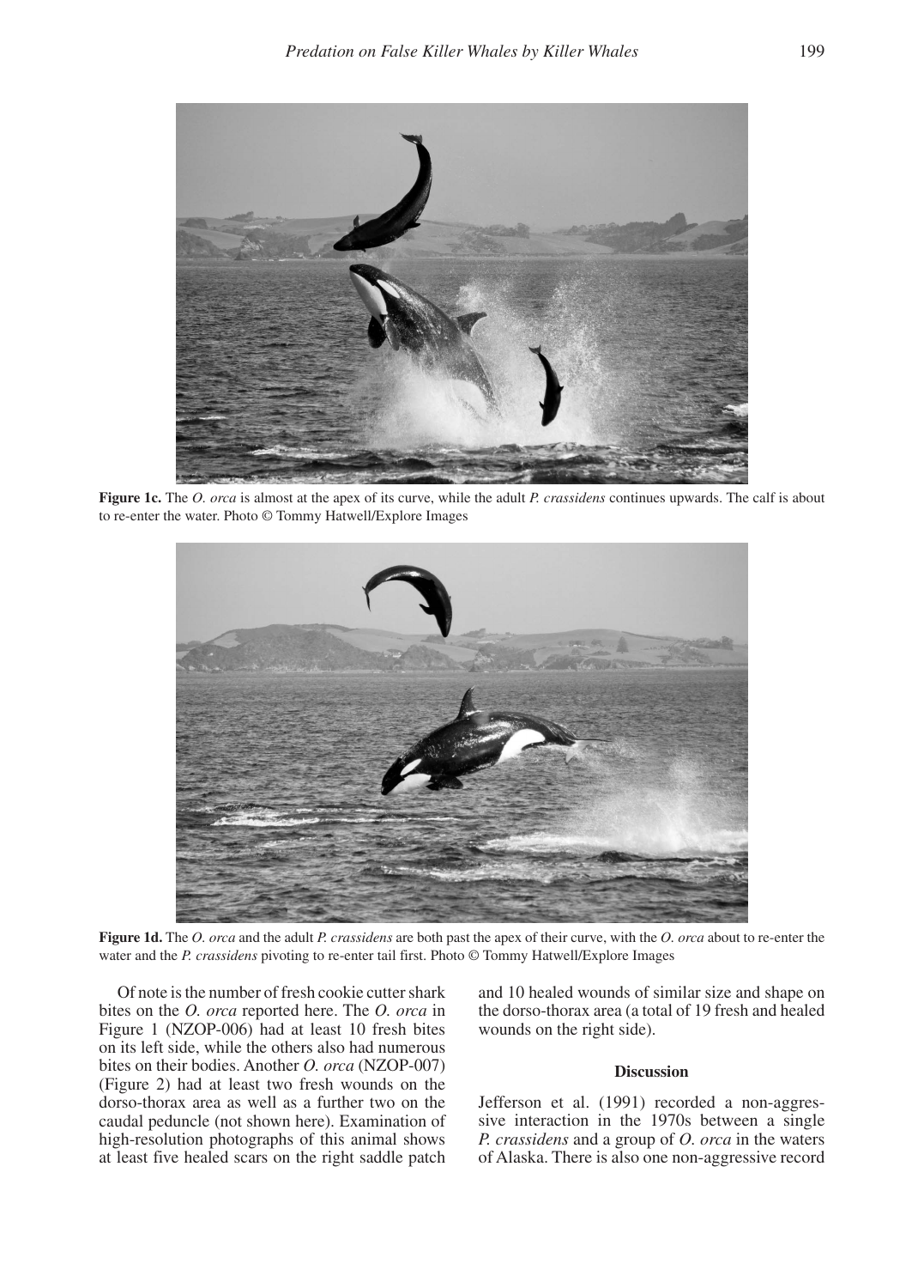**Figure 1c.** The *O. orca* is almost at the apex of its curve, while the adult *P. crassidens* continues upwards. The calf is about to re-enter the water. Photo © Tommy Hatwell/Explore Images

**Figure 1d.** The *O. orca* and the adult *P. crassidens* are both past the apex of their curve, with the *O. orca* about to re-enter the water and the *P. crassidens* pivoting to re-enter tail first. Photo © Tommy Hatwell/Explore Images

Of note is the number of fresh cookie cutter shark bites on the *O. orca* reported here. The *O. orca* in Figure 1 (NZOP-006) had at least 10 fresh bites on its left side, while the others also had numerous bites on their bodies. Another *O. orca* (NZOP-007) (Figure 2) had at least two fresh wounds on the dorso-thorax area as well as a further two on the caudal peduncle (not shown here). Examination of high-resolution photographs of this animal shows at least five healed scars on the right saddle patch and 10 healed wounds of similar size and shape on the dorso-thorax area (a total of 19 fresh and healed wounds on the right side).

## Discussion

Jefferson et al. (1991) recorded a non-aggressive interaction in the 1970s between a single *P. crassidens* and a group of *O. orca* in the waters of Alaska. There is also one non-aggressive record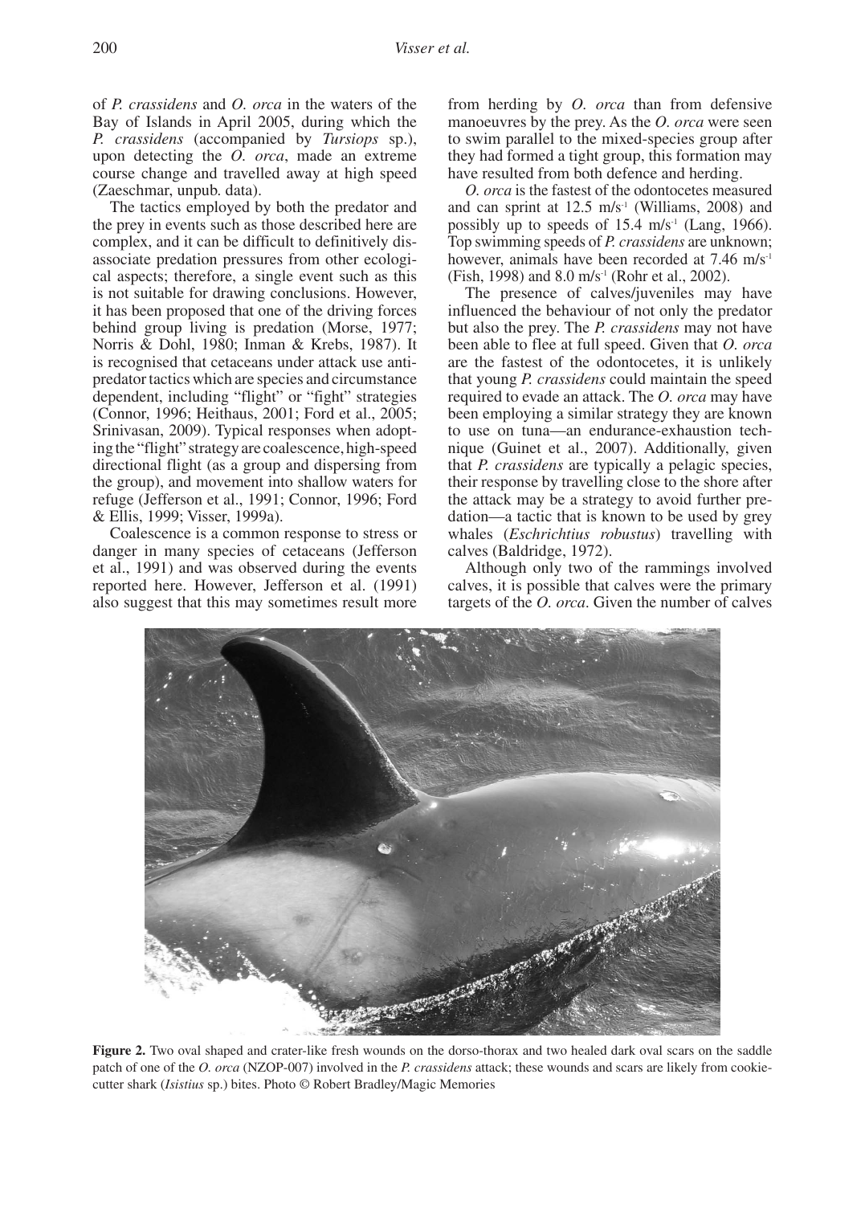of *P. crassidens* and *O. orca* in the waters of the Bay of Islands in April 2005, during which the *P. crassidens* (accompanied by *Tursiops* sp.), upon detecting the *O. orca*, made an extreme course change and travelled away at high speed (Zaeschmar, unpub. data).

The tactics employed by both the predator and the prey in events such as those described here are complex, and it can be difficult to definitively disassociate predation pressures from other ecological aspects; therefore, a single event such as this is not suitable for drawing conclusions. However, it has been proposed that one of the driving forces behind group living is predation (Morse, 1977; Norris & Dohl, 1980; Inman & Krebs, 1987). It is recognised that cetaceans under attack use antipredator tactics which are species and circumstance dependent, including "flight" or "fight" strategies (Connor, 1996; Heithaus, 2001; Ford et al., 2005; Srinivasan, 2009). Typical responses when adopting the "flight" strategy are coalescence, high-speed directional flight (as a group and dispersing from the group), and movement into shallow waters for refuge (Jefferson et al., 1991; Connor, 1996; Ford & Ellis, 1999; Visser, 1999a).

Coalescence is a common response to stress or danger in many species of cetaceans (Jefferson et al., 1991) and was observed during the events reported here. However, Jefferson et al. (1991) also suggest that this may sometimes result more from herding by *O. orca* than from defensive manoeuvres by the prey. As the *O. orca* were seen to swim parallel to the mixed-species group after they had formed a tight group, this formation may have resulted from both defence and herding.

*O. orca* is the fastest of the odontocetes measured and can sprint at 12.5 $m/s^{-1}$ (Williams, 2008) and possibly up to speeds of 15.4 $m/s^{-1}$ (Lang, 1966). Top swimming speeds of *P. crassidens* are unknown; however, animals have been recorded at 7.46 $m/s^{-1}$ (Fish, 1998) and 8.0 $m/s^{-1}$ (Rohr et al., 2002).

The presence of calves/juveniles may have influenced the behaviour of not only the predator but also the prey. The *P. crassidens* may not have been able to flee at full speed. Given that *O. orca* are the fastest of the odontocetes, it is unlikely that young *P. crassidens* could maintain the speed required to evade an attack. The *O. orca* may have been employing a similar strategy they are known to use on tuna—an endurance-exhaustion technique (Guinet et al., 2007). Additionally, given that *P. crassidens* are typically a pelagic species, their response by travelling close to the shore after the attack may be a strategy to avoid further predation—a tactic that is known to be used by grey whales (*Eschrichtius robustus*) travelling with calves (Baldridge, 1972).

Although only two of the rammings involved calves, it is possible that calves were the primary targets of the *O. orca*. Given the number of calves

**Figure 2.** Two oval shaped and crater-like fresh wounds on the dorso-thorax and two healed dark oval scars on the saddle patch of one of the *O. orca* (NZOP-007) involved in the *P. crassidens* attack; these wounds and scars are likely from cookie-cutter shark (*Isistius* sp.) bites. Photo © Robert Bradley/Magic Memories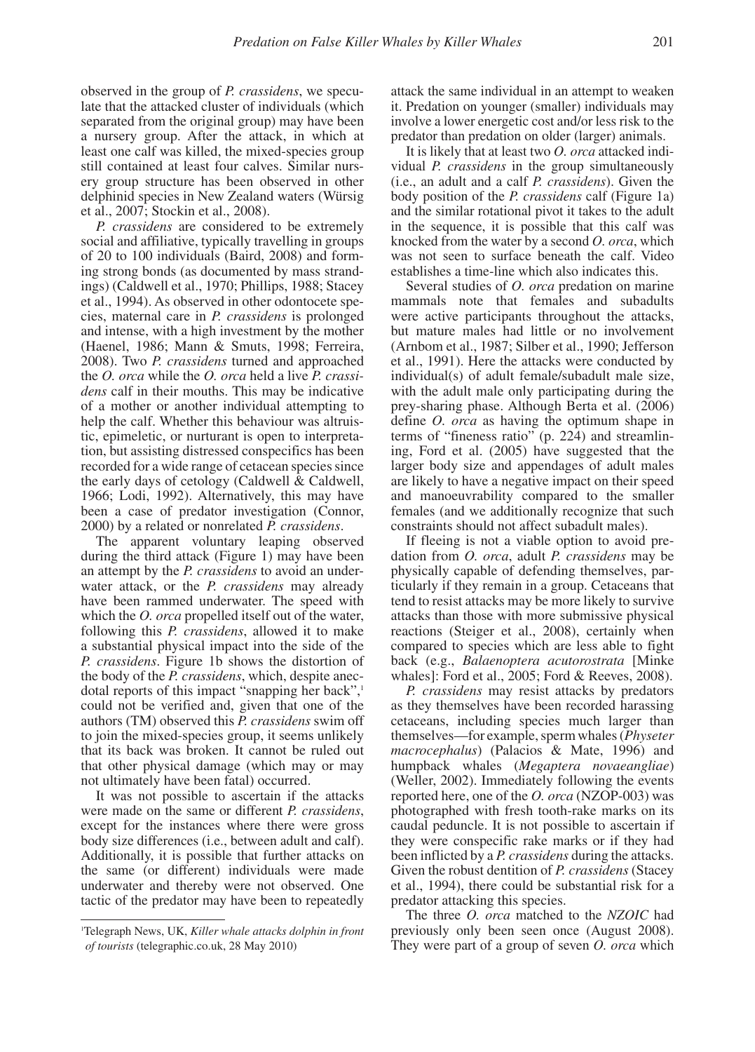observed in the group of *P. crassidens*, we speculate that the attacked cluster of individuals (which separated from the original group) may have been a nursery group. After the attack, in which at least one calf was killed, the mixed-species group still contained at least four calves. Similar nursery group structure has been observed in other delphinid species in New Zealand waters (Würsig et al., 2007; Stockin et al., 2008).

*P. crassidens* are considered to be extremely social and affiliative, typically travelling in groups of 20 to 100 individuals (Baird, 2008) and forming strong bonds (as documented by mass strandings) (Caldwell et al., 1970; Phillips, 1988; Stacey et al., 1994). As observed in other odontocete species, maternal care in *P. crassidens* is prolonged and intense, with a high investment by the mother (Haenel, 1986; Mann & Smuts, 1998; Ferreira, 2008). Two *P. crassidens* turned and approached the *O. orca* while the *O. orca* held a live *P. crassidens* calf in their mouths. This may be indicative of a mother or another individual attempting to help the calf. Whether this behaviour was altruistic, epimeletic, or nurturant is open to interpretation, but assisting distressed conspecifics has been recorded for a wide range of cetacean species since the early days of cetology (Caldwell & Caldwell, 1966; Lodi, 1992). Alternatively, this may have been a case of predator investigation (Connor, 2000) by a related or nonrelated *P. crassidens*.

The apparent voluntary leaping observed during the third attack (Figure 1) may have been an attempt by the *P. crassidens* to avoid an underwater attack, or the *P. crassidens* may already have been rammed underwater. The speed with which the *O. orca* propelled itself out of the water, following this *P. crassidens*, allowed it to make a substantial physical impact into the side of the *P. crassidens*. Figure 1b shows the distortion of the body of the *P. crassidens*, which, despite anecdotal reports of this impact "snapping her back",[1] could not be verified and, given that one of the authors (TM) observed this *P. crassidens* swim off to join the mixed-species group, it seems unlikely that its back was broken. It cannot be ruled out that other physical damage (which may or may not ultimately have been fatal) occurred.

It was not possible to ascertain if the attacks were made on the same or different *P. crassidens*, except for the instances where there were gross body size differences (i.e., between adult and calf). Additionally, it is possible that further attacks on the same (or different) individuals were made underwater and thereby were not observed. One tactic of the predator may have been to repeatedly attack the same individual in an attempt to weaken it. Predation on younger (smaller) individuals may involve a lower energetic cost and/or less risk to the predator than predation on older (larger) animals.

It is likely that at least two *O. orca* attacked individual *P. crassidens* in the group simultaneously (i.e., an adult and a calf *P. crassidens*). Given the body position of the *P. crassidens* calf (Figure 1a) and the similar rotational pivot it takes to the adult in the sequence, it is possible that this calf was knocked from the water by a second *O. orca*, which was not seen to surface beneath the calf. Video establishes a time-line which also indicates this.

Several studies of *O. orca* predation on marine mammals note that females and subadults were active participants throughout the attacks, but mature males had little or no involvement (Arnbom et al., 1987; Silber et al., 1990; Jefferson et al., 1991). Here the attacks were conducted by individual(s) of adult female/subadult male size, with the adult male only participating during the prey-sharing phase. Although Berta et al. (2006) define *O. orca* as having the optimum shape in terms of "fineness ratio" (p. 224) and streamlining, Ford et al. (2005) have suggested that the larger body size and appendages of adult males are likely to have a negative impact on their speed and manoeuvrability compared to the smaller females (and we additionally recognize that such constraints should not affect subadult males).

If fleeing is not a viable option to avoid predation from *O. orca*, adult *P. crassidens* may be physically capable of defending themselves, particularly if they remain in a group. Cetaceans that tend to resist attacks may be more likely to survive attacks than those with more submissive physical reactions (Steiger et al., 2008), certainly when compared to species which are less able to fight back (e.g., *Balaenoptera acutorostrata* [Minke whales]: Ford et al., 2005; Ford & Reeves, 2008).

*P. crassidens* may resist attacks by predators as they themselves have been recorded harassing cetaceans, including species much larger than themselves—for example, sperm whales (*Physeter macrocephalus*) (Palacios & Mate, 1996) and humpback whales (*Megaptera novaeangliae*) (Weller, 2002). Immediately following the events reported here, one of the *O. orca* (NZOP-003) was photographed with fresh tooth-rake marks on its caudal peduncle. It is not possible to ascertain if they were conspecific rake marks or if they had been inflicted by a *P. crassidens* during the attacks. Given the robust dentition of *P. crassidens* (Stacey et al., 1994), there could be substantial risk for a predator attacking this species.

The three *O. orca* matched to the *NZOIC* had previously only been seen once (August 2008). They were part of a group of seven *O. orca* which

[1] Telegraph News, UK, *Killer whale attacks dolphin in front of tourists* (telegraphic.co.uk, 28 May 2010)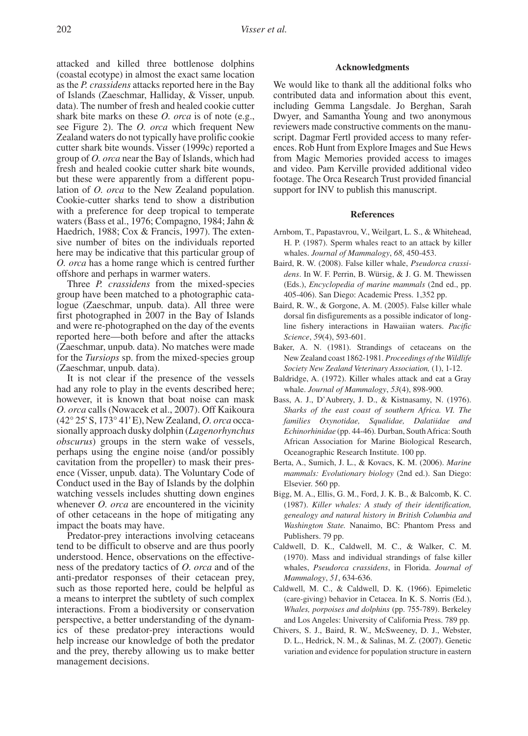attacked and killed three bottlenose dolphins (coastal ecotype) in almost the exact same location as the *P. crassidens* attacks reported here in the Bay of Islands (Zaeschmar, Halliday, & Visser, unpub. data). The number of fresh and healed cookie cutter shark bite marks on these *O. orca* is of note (e.g., see Figure 2). The *O. orca* which frequent New Zealand waters do not typically have prolific cookie cutter shark bite wounds. Visser (1999c) reported a group of *O. orca* near the Bay of Islands, which had fresh and healed cookie cutter shark bite wounds, but these were apparently from a different population of *O. orca* to the New Zealand population. Cookie-cutter sharks tend to show a distribution with a preference for deep tropical to temperate waters (Bass et al., 1976; Compagno, 1984; Jahn & Haedrich, 1988; Cox & Francis, 1997). The extensive number of bites on the individuals reported here may be indicative that this particular group of *O. orca* has a home range which is centred further offshore and perhaps in warmer waters.

Three *P. crassidens* from the mixed-species group have been matched to a photographic catalogue (Zaeschmar, unpub. data). All three were first photographed in 2007 in the Bay of Islands and were re-photographed on the day of the events reported here—both before and after the attacks (Zaeschmar, unpub. data). No matches were made for the *Tursiops* sp. from the mixed-species group (Zaeschmar, unpub. data).

It is not clear if the presence of the vessels had any role to play in the events described here; however, it is known that boat noise can mask *O. orca* calls (Nowacek et al., 2007). Off Kaikoura (42° 25' S, 173° 41' E), New Zealand, *O. orca* occasionally approach dusky dolphin (*Lagenorhynchus obscurus*) groups in the stern wake of vessels, perhaps using the engine noise (and/or possibly cavitation from the propeller) to mask their presence (Visser, unpub. data). The Voluntary Code of Conduct used in the Bay of Islands by the dolphin watching vessels includes shutting down engines whenever *O. orca* are encountered in the vicinity of other cetaceans in the hope of mitigating any impact the boats may have.

Predator-prey interactions involving cetaceans tend to be difficult to observe and are thus poorly understood. Hence, observations on the effectiveness of the predatory tactics of *O. orca* and of the anti-predator responses of their cetacean prey, such as those reported here, could be helpful as a means to interpret the subtlety of such complex interactions. From a biodiversity or conservation perspective, a better understanding of the dynamics of these predator-prey interactions would help increase our knowledge of both the predator and the prey, thereby allowing us to make better management decisions.

## Acknowledgments

We would like to thank all the additional folks who contributed data and information about this event, including Gemma Langsdale. Jo Berghan, Sarah Dwyer, and Samantha Young and two anonymous reviewers made constructive comments on the manuscript. Dagmar Fertl provided access to many references. Rob Hunt from Explore Images and Sue Hews from Magic Memories provided access to images and video. Pam Kerville provided additional video footage. The Orca Research Trust provided financial support for INV to publish this manuscript.

## References

Arnbom, T., Papastavrou, V., Weilgart, L. S., & Whitehead, H. P. (1987). Sperm whales react to an attack by killer whales. *Journal of Mammalogy*, *68*, 450-453.

Baird, R. W. (2008). False killer whale, *Pseudorca crassidens*. In W. F. Perrin, B. Würsig, & J. G. M. Thewissen (Eds.), *Encyclopedia of marine mammals* (2nd ed., pp. 405-406). San Diego: Academic Press. 1,352 pp.

Baird, R. W., & Gorgone, A. M. (2005). False killer whale dorsal fin disfigurements as a possible indicator of long-line fishery interactions in Hawaiian waters. *Pacific Science*, *59*(4), 593-601.

Baker, A. N. (1981). Strandings of cetaceans on the New Zealand coast 1862-1981. *Proceedings of the Wildlife Society New Zealand Veterinary Association,* (1), 1-12.

Baldridge, A. (1972). Killer whales attack and eat a Gray whale. *Journal of Mammalogy*, *53*(4), 898-900.

Bass, A. J., D'Aubrery, J. D., & Kistnasamy, N. (1976). *Sharks of the east coast of southern Africa. VI. The families Oxynotidae, Squalidae, Dalatiidae and Echinorhinidae* (pp. 44-46). Durban, South Africa: South African Association for Marine Biological Research, Oceanographic Research Institute. 100 pp.

Berta, A., Sumich, J. L., & Kovacs, K. M. (2006). *Marine mammals: Evolutionary biology* (2nd ed.). San Diego: Elsevier. 560 pp.

Bigg, M. A., Ellis, G. M., Ford, J. K. B., & Balcomb, K. C. (1987). *Killer whales: A study of their identification, genealogy and natural history in British Columbia and Washington State.* Nanaimo, BC: Phantom Press and Publishers. 79 pp.

Caldwell, D. K., Caldwell, M. C., & Walker, C. M. (1970). Mass and individual strandings of false killer whales, *Pseudorca crassidens*, in Florida. *Journal of Mammalogy*, *51*, 634-636.

Caldwell, M. C., & Caldwell, D. K. (1966). Epimeletic (care-giving) behavior in Cetacea. In K. S. Norris (Ed.), *Whales, porpoises and dolphins* (pp. 755-789). Berkeley and Los Angeles: University of California Press. 789 pp.

Chivers, S. J., Baird, R. W., McSweeney, D. J., Webster, D. L., Hedrick, N. M., & Salinas, M. Z. (2007). Genetic variation and evidence for population structure in eastern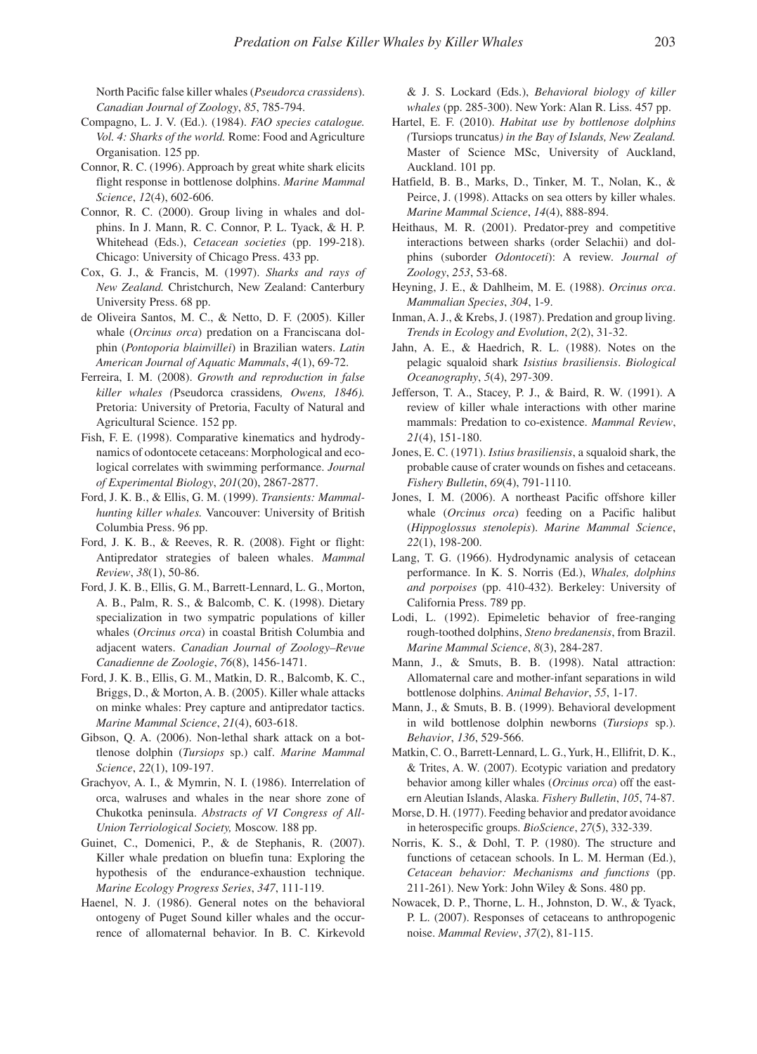North Pacific false killer whales (*Pseudorca crassidens*). *Canadian Journal of Zoology*, *85*, 785-794.

Compagno, L. J. V. (Ed.). (1984). *FAO species catalogue. Vol. 4: Sharks of the world.* Rome: Food and Agriculture Organisation. 125 pp.

Connor, R. C. (1996). Approach by great white shark elicits flight response in bottlenose dolphins. *Marine Mammal Science*, *12*(4), 602-606.

Connor, R. C. (2000). Group living in whales and dolphins. In J. Mann, R. C. Connor, P. L. Tyack, & H. P. Whitehead (Eds.), *Cetacean societies* (pp. 199-218). Chicago: University of Chicago Press. 433 pp.

Cox, G. J., & Francis, M. (1997). *Sharks and rays of New Zealand.* Christchurch, New Zealand: Canterbury University Press. 68 pp.

de Oliveira Santos, M. C., & Netto, D. F. (2005). Killer whale (*Orcinus orca*) predation on a Franciscana dolphin (*Pontoporia blainvillei*) in Brazilian waters. *Latin American Journal of Aquatic Mammals*, *4*(1), 69-72.

Ferreira, I. M. (2008). *Growth and reproduction in false killer whales (*Pseudorca crassidens*, Owens, 1846).* Pretoria: University of Pretoria, Faculty of Natural and Agricultural Science. 152 pp.

Fish, F. E. (1998). Comparative kinematics and hydrodynamics of odontocete cetaceans: Morphological and ecological correlates with swimming performance. *Journal of Experimental Biology*, *201*(20), 2867-2877.

Ford, J. K. B., & Ellis, G. M. (1999). *Transients: Mammal-hunting killer whales.* Vancouver: University of British Columbia Press. 96 pp.

Ford, J. K. B., & Reeves, R. R. (2008). Fight or flight: Antipredator strategies of baleen whales. *Mammal Review*, *38*(1), 50-86.

Ford, J. K. B., Ellis, G. M., Barrett-Lennard, L. G., Morton, A. B., Palm, R. S., & Balcomb, C. K. (1998). Dietary specialization in two sympatric populations of killer whales (*Orcinus orca*) in coastal British Columbia and adjacent waters. *Canadian Journal of Zoology–Revue Canadienne de Zoologie*, *76*(8), 1456-1471.

Ford, J. K. B., Ellis, G. M., Matkin, D. R., Balcomb, K. C., Briggs, D., & Morton, A. B. (2005). Killer whale attacks on minke whales: Prey capture and antipredator tactics. *Marine Mammal Science*, *21*(4), 603-618.

Gibson, Q. A. (2006). Non-lethal shark attack on a bottlenose dolphin (*Tursiops* sp.) calf. *Marine Mammal Science*, *22*(1), 109-197.

Grachyov, A. I., & Mymrin, N. I. (1986). Interrelation of orca, walruses and whales in the near shore zone of Chukotka peninsula. *Abstracts of VI Congress of All-Union Terriological Society,* Moscow. 188 pp.

Guinet, C., Domenici, P., & de Stephanis, R. (2007). Killer whale predation on bluefin tuna: Exploring the hypothesis of the endurance-exhaustion technique. *Marine Ecology Progress Series*, *347*, 111-119.

Haenel, N. J. (1986). General notes on the behavioral ontogeny of Puget Sound killer whales and the occurrence of allomaternal behavior. In B. C. Kirkevold & J. S. Lockard (Eds.), *Behavioral biology of killer whales* (pp. 285-300). New York: Alan R. Liss. 457 pp.

Hartel, E. F. (2010). *Habitat use by bottlenose dolphins (*Tursiops truncatus*) in the Bay of Islands, New Zealand.* Master of Science MSc, University of Auckland, Auckland. 101 pp.

Hatfield, B. B., Marks, D., Tinker, M. T., Nolan, K., & Peirce, J. (1998). Attacks on sea otters by killer whales. *Marine Mammal Science*, *14*(4), 888-894.

Heithaus, M. R. (2001). Predator-prey and competitive interactions between sharks (order Selachii) and dolphins (suborder *Odontoceti*): A review. *Journal of Zoology*, *253*, 53-68.

Heyning, J. E., & Dahlheim, M. E. (1988). *Orcinus orca*. *Mammalian Species*, *304*, 1-9.

Inman, A. J., & Krebs, J. (1987). Predation and group living. *Trends in Ecology and Evolution*, *2*(2), 31-32.

Jahn, A. E., & Haedrich, R. L. (1988). Notes on the pelagic squaloid shark *Isistius brasiliensis*. *Biological Oceanography*, *5*(4), 297-309.

Jefferson, T. A., Stacey, P. J., & Baird, R. W. (1991). A review of killer whale interactions with other marine mammals: Predation to co-existence. *Mammal Review*, *21*(4), 151-180.

Jones, E. C. (1971). *Istius brasiliensis*, a squaloid shark, the probable cause of crater wounds on fishes and cetaceans. *Fishery Bulletin*, *69*(4), 791-1110.

Jones, I. M. (2006). A northeast Pacific offshore killer whale (*Orcinus orca*) feeding on a Pacific halibut (*Hippoglossus stenolepis*). *Marine Mammal Science*, *22*(1), 198-200.

Lang, T. G. (1966). Hydrodynamic analysis of cetacean performance. In K. S. Norris (Ed.), *Whales, dolphins and porpoises* (pp. 410-432). Berkeley: University of California Press. 789 pp.

Lodi, L. (1992). Epimeletic behavior of free-ranging rough-toothed dolphins, *Steno bredanensis*, from Brazil. *Marine Mammal Science*, *8*(3), 284-287.

Mann, J., & Smuts, B. B. (1998). Natal attraction: Allomaternal care and mother-infant separations in wild bottlenose dolphins. *Animal Behavior*, *55*, 1-17.

Mann, J., & Smuts, B. B. (1999). Behavioral development in wild bottlenose dolphin newborns (*Tursiops* sp.). *Behavior*, *136*, 529-566.

Matkin, C. O., Barrett-Lennard, L. G., Yurk, H., Ellifrit, D. K., & Trites, A. W. (2007). Ecotypic variation and predatory behavior among killer whales (*Orcinus orca*) off the eastern Aleutian Islands, Alaska. *Fishery Bulletin*, *105*, 74-87.

Morse, D. H. (1977). Feeding behavior and predator avoidance in heterospecific groups. *BioScience*, *27*(5), 332-339.

Norris, K. S., & Dohl, T. P. (1980). The structure and functions of cetacean schools. In L. M. Herman (Ed.), *Cetacean behavior: Mechanisms and functions* (pp. 211-261). New York: John Wiley & Sons. 480 pp.

Nowacek, D. P., Thorne, L. H., Johnston, D. W., & Tyack, P. L. (2007). Responses of cetaceans to anthropogenic noise. *Mammal Review*, *37*(2), 81-115.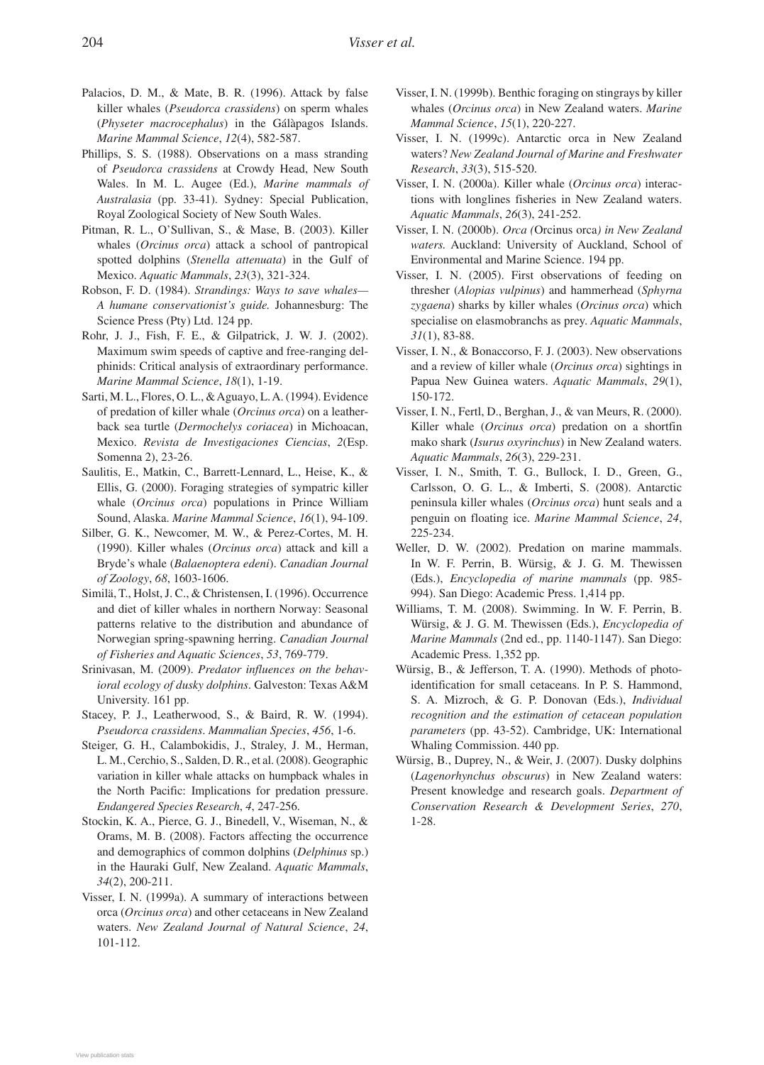Palacios, D. M., & Mate, B. R. (1996). Attack by false killer whales (*Pseudorca crassidens*) on sperm whales (*Physeter macrocephalus*) in the Gálàpagos Islands. *Marine Mammal Science*, *12*(4), 582-587.

Phillips, S. S. (1988). Observations on a mass stranding of *Pseudorca crassidens* at Crowdy Head, New South Wales. In M. L. Augee (Ed.), *Marine mammals of Australasia* (pp. 33-41). Sydney: Special Publication, Royal Zoological Society of New South Wales.

Pitman, R. L., O'Sullivan, S., & Mase, B. (2003). Killer whales (*Orcinus orca*) attack a school of pantropical spotted dolphins (*Stenella attenuata*) in the Gulf of Mexico. *Aquatic Mammals*, *23*(3), 321-324.

Robson, F. D. (1984). *Strandings: Ways to save whales—A humane conservationist's guide.* Johannesburg: The Science Press (Pty) Ltd. 124 pp.

Rohr, J. J., Fish, F. E., & Gilpatrick, J. W. J. (2002). Maximum swim speeds of captive and free-ranging delphinids: Critical analysis of extraordinary performance. *Marine Mammal Science*, *18*(1), 1-19.

Sarti, M. L., Flores, O. L., & Aguayo, L. A. (1994). Evidence of predation of killer whale (*Orcinus orca*) on a leatherback sea turtle (*Dermochelys coriacea*) in Michoacan, Mexico. *Revista de Investigaciones Ciencias*, *2*(Esp. Somenna 2), 23-26.

Saulitis, E., Matkin, C., Barrett-Lennard, L., Heise, K., & Ellis, G. (2000). Foraging strategies of sympatric killer whale (*Orcinus orca*) populations in Prince William Sound, Alaska. *Marine Mammal Science*, *16*(1), 94-109.

Silber, G. K., Newcomer, M. W., & Perez-Cortes, M. H. (1990). Killer whales (*Orcinus orca*) attack and kill a Bryde's whale (*Balaenoptera edeni*). *Canadian Journal of Zoology*, *68*, 1603-1606.

Similä, T., Holst, J. C., & Christensen, I. (1996). Occurrence and diet of killer whales in northern Norway: Seasonal patterns relative to the distribution and abundance of Norwegian spring-spawning herring. *Canadian Journal of Fisheries and Aquatic Sciences*, *53*, 769-779.

Srinivasan, M. (2009). *Predator influences on the behavioral ecology of dusky dolphins*. Galveston: Texas A&M University. 161 pp.

Stacey, P. J., Leatherwood, S., & Baird, R. W. (1994). *Pseudorca crassidens*. *Mammalian Species*, *456*, 1-6.

Steiger, G. H., Calambokidis, J., Straley, J. M., Herman, L. M., Cerchio, S., Salden, D. R., et al. (2008). Geographic variation in killer whale attacks on humpback whales in the North Pacific: Implications for predation pressure. *Endangered Species Research*, *4*, 247-256.

Stockin, K. A., Pierce, G. J., Binedell, V., Wiseman, N., & Orams, M. B. (2008). Factors affecting the occurrence and demographics of common dolphins (*Delphinus* sp.) in the Hauraki Gulf, New Zealand. *Aquatic Mammals*, *34*(2), 200-211.

Visser, I. N. (1999a). A summary of interactions between orca (*Orcinus orca*) and other cetaceans in New Zealand waters. *New Zealand Journal of Natural Science*, *24*, 101-112.

Visser, I. N. (1999b). Benthic foraging on stingrays by killer whales (*Orcinus orca*) in New Zealand waters. *Marine Mammal Science*, *15*(1), 220-227.

Visser, I. N. (1999c). Antarctic orca in New Zealand waters? *New Zealand Journal of Marine and Freshwater Research*, *33*(3), 515-520.

Visser, I. N. (2000a). Killer whale (*Orcinus orca*) interactions with longlines fisheries in New Zealand waters. *Aquatic Mammals*, *26*(3), 241-252.

Visser, I. N. (2000b). *Orca (*Orcinus orca*) in New Zealand waters.* Auckland: University of Auckland, School of Environmental and Marine Science. 194 pp.

Visser, I. N. (2005). First observations of feeding on thresher (*Alopias vulpinus*) and hammerhead (*Sphyrna zygaena*) sharks by killer whales (*Orcinus orca*) which specialise on elasmobranchs as prey. *Aquatic Mammals*, *31*(1), 83-88.

Visser, I. N., & Bonaccorso, F. J. (2003). New observations and a review of killer whale (*Orcinus orca*) sightings in Papua New Guinea waters. *Aquatic Mammals*, *29*(1), 150-172.

Visser, I. N., Fertl, D., Berghan, J., & van Meurs, R. (2000). Killer whale (*Orcinus orca*) predation on a shortfin mako shark (*Isurus oxyrinchus*) in New Zealand waters. *Aquatic Mammals*, *26*(3), 229-231.

Visser, I. N., Smith, T. G., Bullock, I. D., Green, G., Carlsson, O. G. L., & Imberti, S. (2008). Antarctic peninsula killer whales (*Orcinus orca*) hunt seals and a penguin on floating ice. *Marine Mammal Science*, *24*, 225-234.

Weller, D. W. (2002). Predation on marine mammals. In W. F. Perrin, B. Würsig, & J. G. M. Thewissen (Eds.), *Encyclopedia of marine mammals* (pp. 985-994). San Diego: Academic Press. 1,414 pp.

Williams, T. M. (2008). Swimming. In W. F. Perrin, B. Würsig, & J. G. M. Thewissen (Eds.), *Encyclopedia of Marine Mammals* (2nd ed., pp. 1140-1147). San Diego: Academic Press. 1,352 pp.

Würsig, B., & Jefferson, T. A. (1990). Methods of photo-identification for small cetaceans. In P. S. Hammond, S. A. Mizroch, & G. P. Donovan (Eds.), *Individual recognition and the estimation of cetacean population parameters* (pp. 43-52). Cambridge, UK: International Whaling Commission. 440 pp.

Würsig, B., Duprey, N., & Weir, J. (2007). Dusky dolphins (*Lagenorhynchus obscurus*) in New Zealand waters: Present knowledge and research goals. *Department of Conservation Research & Development Series*, *270*, 1-28.